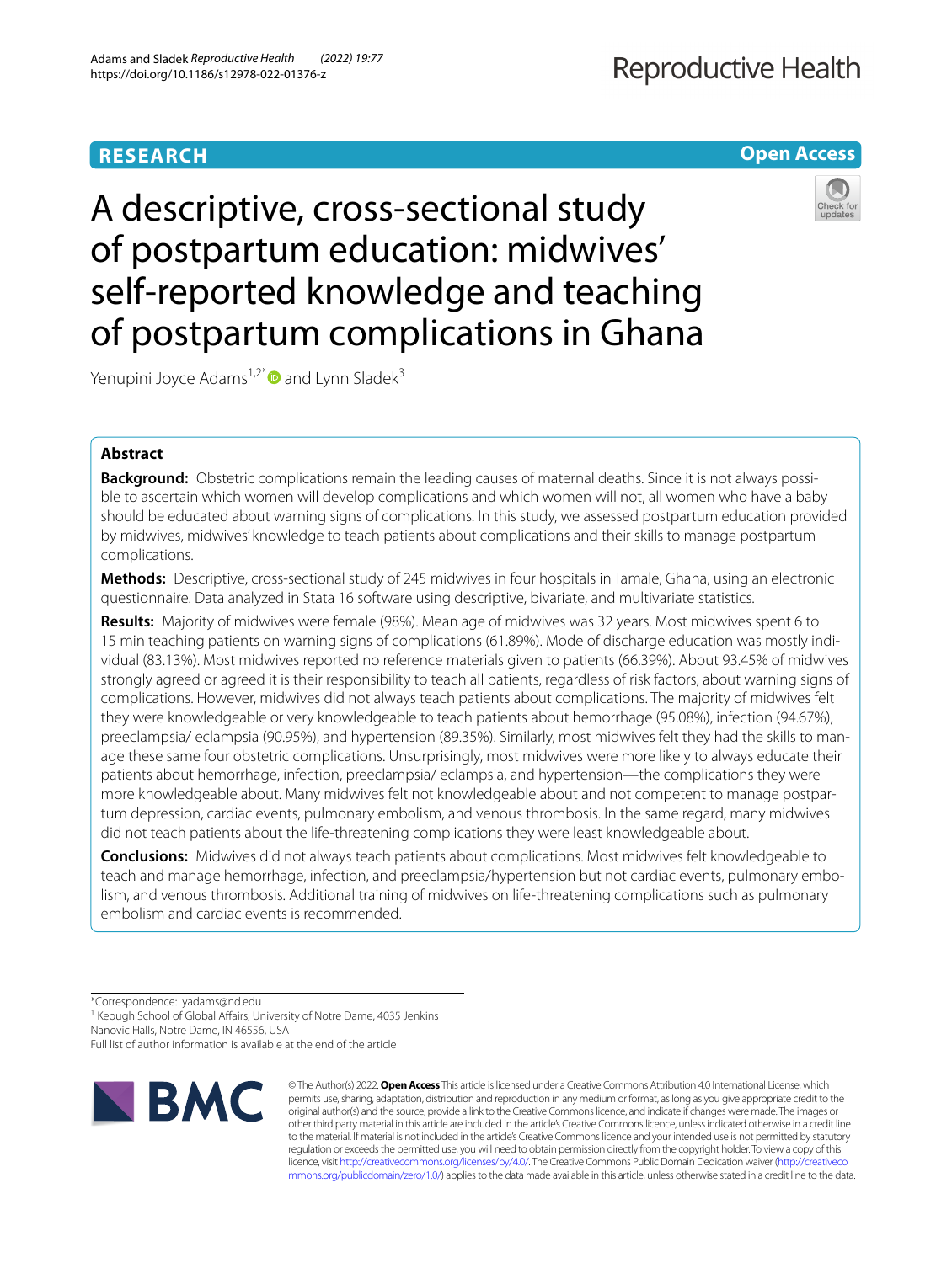**RESEARCH** **Open Access**

# A descriptive, cross-sectional study of postpartum education: midwives' self-reported knowledge and teaching of postpartum complications in Ghana

Yenupini Joyce Adams[1,2*] and Lynn Sladek[3]

## Abstract

**Background:** Obstetric complications remain the leading causes of maternal deaths. Since it is not always possible to ascertain which women will develop complications and which women will not, all women who have a baby should be educated about warning signs of complications. In this study, we assessed postpartum education provided by midwives, midwives' knowledge to teach patients about complications and their skills to manage postpartum complications.

**Methods:** Descriptive, cross-sectional study of 245 midwives in four hospitals in Tamale, Ghana, using an electronic questionnaire. Data analyzed in Stata 16 software using descriptive, bivariate, and multivariate statistics.

**Results:** Majority of midwives were female (98%). Mean age of midwives was 32 years. Most midwives spent 6 to 15 min teaching patients on warning signs of complications (61.89%). Mode of discharge education was mostly individual (83.13%). Most midwives reported no reference materials given to patients (66.39%). About 93.45% of midwives strongly agreed or agreed it is their responsibility to teach all patients, regardless of risk factors, about warning signs of complications. However, midwives did not always teach patients about complications. The majority of midwives felt they were knowledgeable or very knowledgeable to teach patients about hemorrhage (95.08%), infection (94.67%), preeclampsia/ eclampsia (90.95%), and hypertension (89.35%). Similarly, most midwives felt they had the skills to manage these same four obstetric complications. Unsurprisingly, most midwives were more likely to always educate their patients about hemorrhage, infection, preeclampsia/ eclampsia, and hypertension—the complications they were more knowledgeable about. Many midwives felt not knowledgeable about and not competent to manage postpartum depression, cardiac events, pulmonary embolism, and venous thrombosis. In the same regard, many midwives did not teach patients about the life-threatening complications they were least knowledgeable about.

**Conclusions:** Midwives did not always teach patients about complications. Most midwives felt knowledgeable to teach and manage hemorrhage, infection, and preeclampsia/hypertension but not cardiac events, pulmonary embolism, and venous thrombosis. Additional training of midwives on life-threatening complications such as pulmonary embolism and cardiac events is recommended.

---

*Correspondence: yadams@nd.edu
[1] Keough School of Global Affairs, University of Notre Dame, 4035 Jenkins Nanovic Halls, Notre Dame, IN 46556, USA
Full list of author information is available at the end of the article

© The Author(s) 2022. **Open Access** This article is licensed under a Creative Commons Attribution 4.0 International License, which permits use, sharing, adaptation, distribution and reproduction in any medium or format, as long as you give appropriate credit to the original author(s) and the source, provide a link to the Creative Commons licence, and indicate if changes were made. The images or other third party material in this article are included in the article's Creative Commons licence, unless indicated otherwise in a credit line to the material. If material is not included in the article's Creative Commons licence and your intended use is not permitted by statutory regulation or exceeds the permitted use, you will need to obtain permission directly from the copyright holder. To view a copy of this licence, visit http://creativecommons.org/licenses/by/4.0/. The Creative Commons Public Domain Dedication waiver (http://creativecommons.org/publicdomain/zero/1.0/) applies to the data made available in this article, unless otherwise stated in a credit line to the data.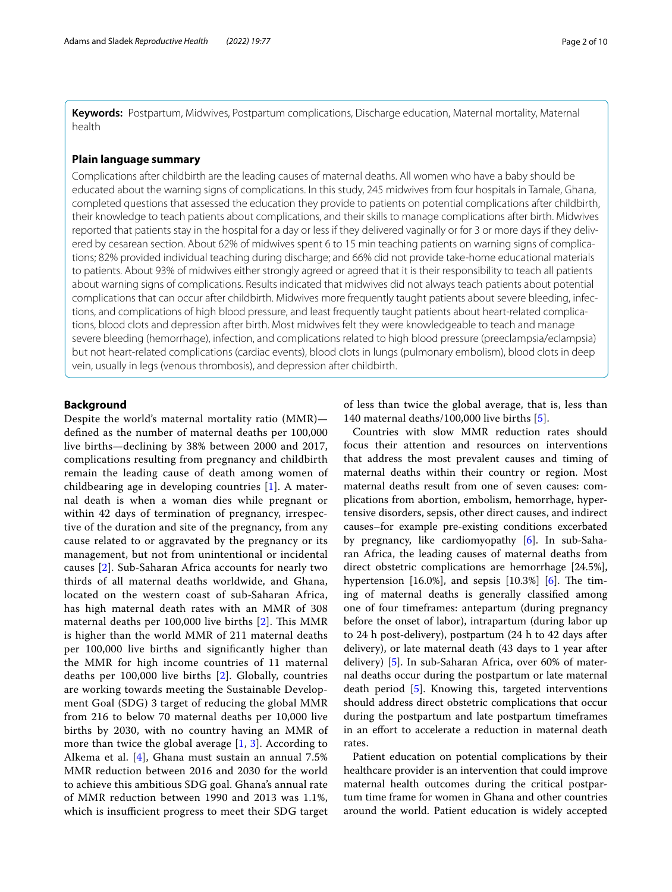**Keywords:** Postpartum, Midwives, Postpartum complications, Discharge education, Maternal mortality, Maternal health

## Plain language summary

Complications after childbirth are the leading causes of maternal deaths. All women who have a baby should be educated about the warning signs of complications. In this study, 245 midwives from four hospitals in Tamale, Ghana, completed questions that assessed the education they provide to patients on potential complications after childbirth, their knowledge to teach patients about complications, and their skills to manage complications after birth. Midwives reported that patients stay in the hospital for a day or less if they delivered vaginally or for 3 or more days if they delivered by cesarean section. About 62% of midwives spent 6 to 15 min teaching patients on warning signs of complications; 82% provided individual teaching during discharge; and 66% did not provide take-home educational materials to patients. About 93% of midwives either strongly agreed or agreed that it is their responsibility to teach all patients about warning signs of complications. Results indicated that midwives did not always teach patients about potential complications that can occur after childbirth. Midwives more frequently taught patients about severe bleeding, infections, and complications of high blood pressure, and least frequently taught patients about heart-related complications, blood clots and depression after birth. Most midwives felt they were knowledgeable to teach and manage severe bleeding (hemorrhage), infection, and complications related to high blood pressure (preeclampsia/eclampsia) but not heart-related complications (cardiac events), blood clots in lungs (pulmonary embolism), blood clots in deep vein, usually in legs (venous thrombosis), and depression after childbirth.

## Background

Despite the world's maternal mortality ratio (MMR)—defined as the number of maternal deaths per 100,000 live births—declining by 38% between 2000 and 2017, complications resulting from pregnancy and childbirth remain the leading cause of death among women of childbearing age in developing countries [1]. A maternal death is when a woman dies while pregnant or within 42 days of termination of pregnancy, irrespective of the duration and site of the pregnancy, from any cause related to or aggravated by the pregnancy or its management, but not from unintentional or incidental causes [2]. Sub-Saharan Africa accounts for nearly two thirds of all maternal deaths worldwide, and Ghana, located on the western coast of sub-Saharan Africa, has high maternal death rates with an MMR of 308 maternal deaths per 100,000 live births [2]. This MMR is higher than the world MMR of 211 maternal deaths per 100,000 live births and significantly higher than the MMR for high income countries of 11 maternal deaths per 100,000 live births [2]. Globally, countries are working towards meeting the Sustainable Development Goal (SDG) 3 target of reducing the global MMR from 216 to below 70 maternal deaths per 10,000 live births by 2030, with no country having an MMR of more than twice the global average [1, 3]. According to Alkema et al. [4], Ghana must sustain an annual 7.5% MMR reduction between 2016 and 2030 for the world to achieve this ambitious SDG goal. Ghana's annual rate of MMR reduction between 1990 and 2013 was 1.1%, which is insufficient progress to meet their SDG target of less than twice the global average, that is, less than 140 maternal deaths/100,000 live births [5].

Countries with slow MMR reduction rates should focus their attention and resources on interventions that address the most prevalent causes and timing of maternal deaths within their country or region. Most maternal deaths result from one of seven causes: complications from abortion, embolism, hemorrhage, hypertensive disorders, sepsis, other direct causes, and indirect causes–for example pre-existing conditions exacerbated by pregnancy, like cardiomyopathy [6]. In sub-Saharan Africa, the leading causes of maternal deaths from direct obstetric complications are hemorrhage [24.5%], hypertension [16.0%], and sepsis [10.3%] [6]. The timing of maternal deaths is generally classified among one of four timeframes: antepartum (during pregnancy before the onset of labor), intrapartum (during labor up to 24 h post-delivery), postpartum (24 h to 42 days after delivery), or late maternal death (43 days to 1 year after delivery) [5]. In sub-Saharan Africa, over 60% of maternal deaths occur during the postpartum or late maternal death period [5]. Knowing this, targeted interventions should address direct obstetric complications that occur during the postpartum and late postpartum timeframes in an effort to accelerate a reduction in maternal death rates.

Patient education on potential complications by their healthcare provider is an intervention that could improve maternal health outcomes during the critical postpartum time frame for women in Ghana and other countries around the world. Patient education is widely accepted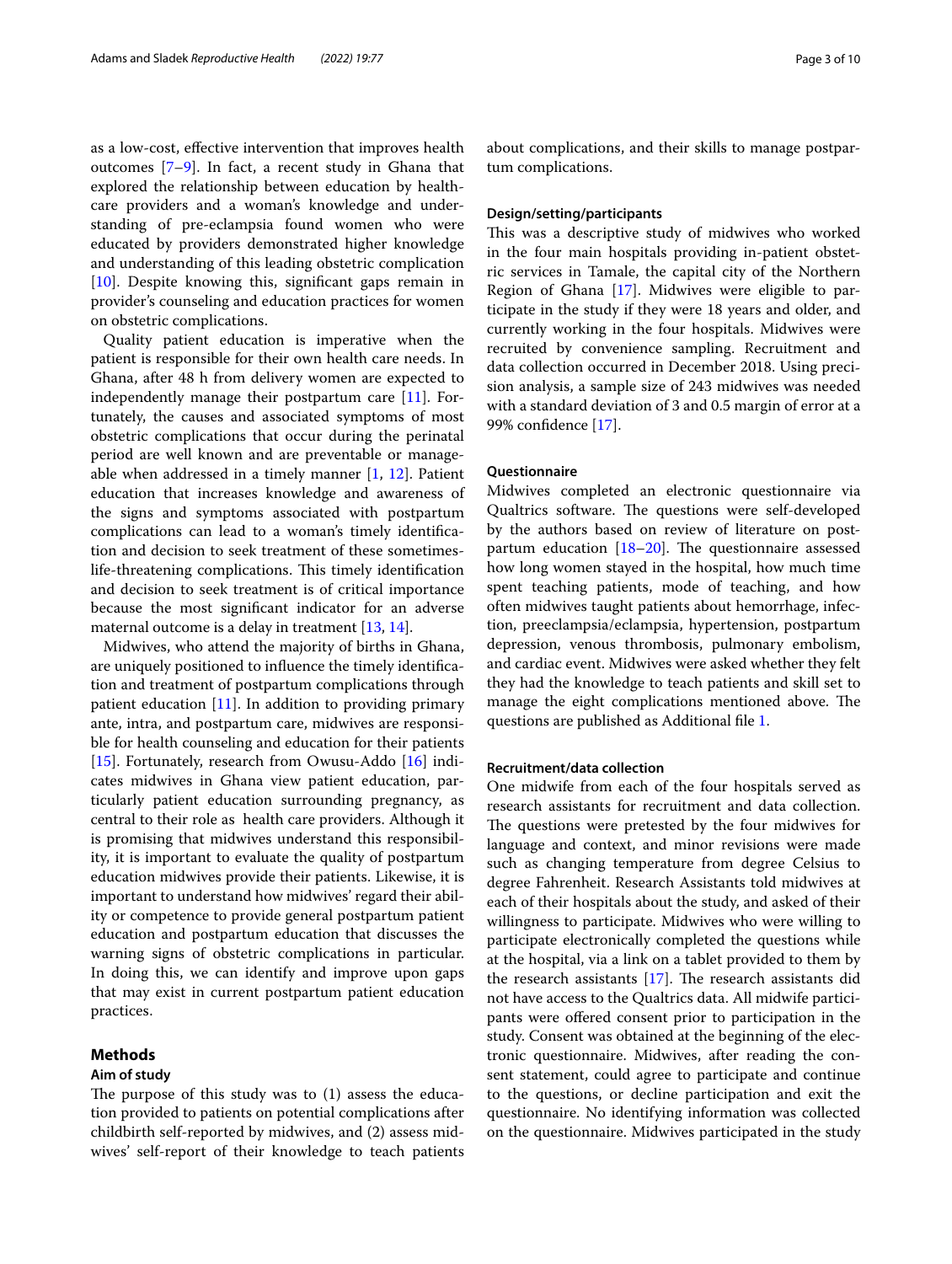as a low-cost, effective intervention that improves health outcomes [7–9]. In fact, a recent study in Ghana that explored the relationship between education by healthcare providers and a woman's knowledge and understanding of pre-eclampsia found women who were educated by providers demonstrated higher knowledge and understanding of this leading obstetric complication [10]. Despite knowing this, significant gaps remain in provider's counseling and education practices for women on obstetric complications.

Quality patient education is imperative when the patient is responsible for their own health care needs. In Ghana, after 48 h from delivery women are expected to independently manage their postpartum care [11]. Fortunately, the causes and associated symptoms of most obstetric complications that occur during the perinatal period are well known and are preventable or manageable when addressed in a timely manner [1, 12]. Patient education that increases knowledge and awareness of the signs and symptoms associated with postpartum complications can lead to a woman's timely identification and decision to seek treatment of these sometimes-life-threatening complications. This timely identification and decision to seek treatment is of critical importance because the most significant indicator for an adverse maternal outcome is a delay in treatment [13, 14].

Midwives, who attend the majority of births in Ghana, are uniquely positioned to influence the timely identification and treatment of postpartum complications through patient education [11]. In addition to providing primary ante, intra, and postpartum care, midwives are responsible for health counseling and education for their patients [15]. Fortunately, research from Owusu-Addo [16] indicates midwives in Ghana view patient education, particularly patient education surrounding pregnancy, as central to their role as health care providers. Although it is promising that midwives understand this responsibility, it is important to evaluate the quality of postpartum education midwives provide their patients. Likewise, it is important to understand how midwives' regard their ability or competence to provide general postpartum patient education and postpartum education that discusses the warning signs of obstetric complications in particular. In doing this, we can identify and improve upon gaps that may exist in current postpartum patient education practices.

## Methods

### Aim of study

The purpose of this study was to (1) assess the education provided to patients on potential complications after childbirth self-reported by midwives, and (2) assess midwives' self-report of their knowledge to teach patients about complications, and their skills to manage postpartum complications.

### Design/setting/participants

This was a descriptive study of midwives who worked in the four main hospitals providing in-patient obstetric services in Tamale, the capital city of the Northern Region of Ghana [17]. Midwives were eligible to participate in the study if they were 18 years and older, and currently working in the four hospitals. Midwives were recruited by convenience sampling. Recruitment and data collection occurred in December 2018. Using precision analysis, a sample size of 243 midwives was needed with a standard deviation of 3 and 0.5 margin of error at a 99% confidence [17].

### Questionnaire

Midwives completed an electronic questionnaire via Qualtrics software. The questions were self-developed by the authors based on review of literature on postpartum education [18–20]. The questionnaire assessed how long women stayed in the hospital, how much time spent teaching patients, mode of teaching, and how often midwives taught patients about hemorrhage, infection, preeclampsia/eclampsia, hypertension, postpartum depression, venous thrombosis, pulmonary embolism, and cardiac event. Midwives were asked whether they felt they had the knowledge to teach patients and skill set to manage the eight complications mentioned above. The questions are published as Additional file 1.

### Recruitment/data collection

One midwife from each of the four hospitals served as research assistants for recruitment and data collection. The questions were pretested by the four midwives for language and context, and minor revisions were made such as changing temperature from degree Celsius to degree Fahrenheit. Research Assistants told midwives at each of their hospitals about the study, and asked of their willingness to participate. Midwives who were willing to participate electronically completed the questions while at the hospital, via a link on a tablet provided to them by the research assistants [17]. The research assistants did not have access to the Qualtrics data. All midwife participants were offered consent prior to participation in the study. Consent was obtained at the beginning of the electronic questionnaire. Midwives, after reading the consent statement, could agree to participate and continue to the questions, or decline participation and exit the questionnaire. No identifying information was collected on the questionnaire. Midwives participated in the study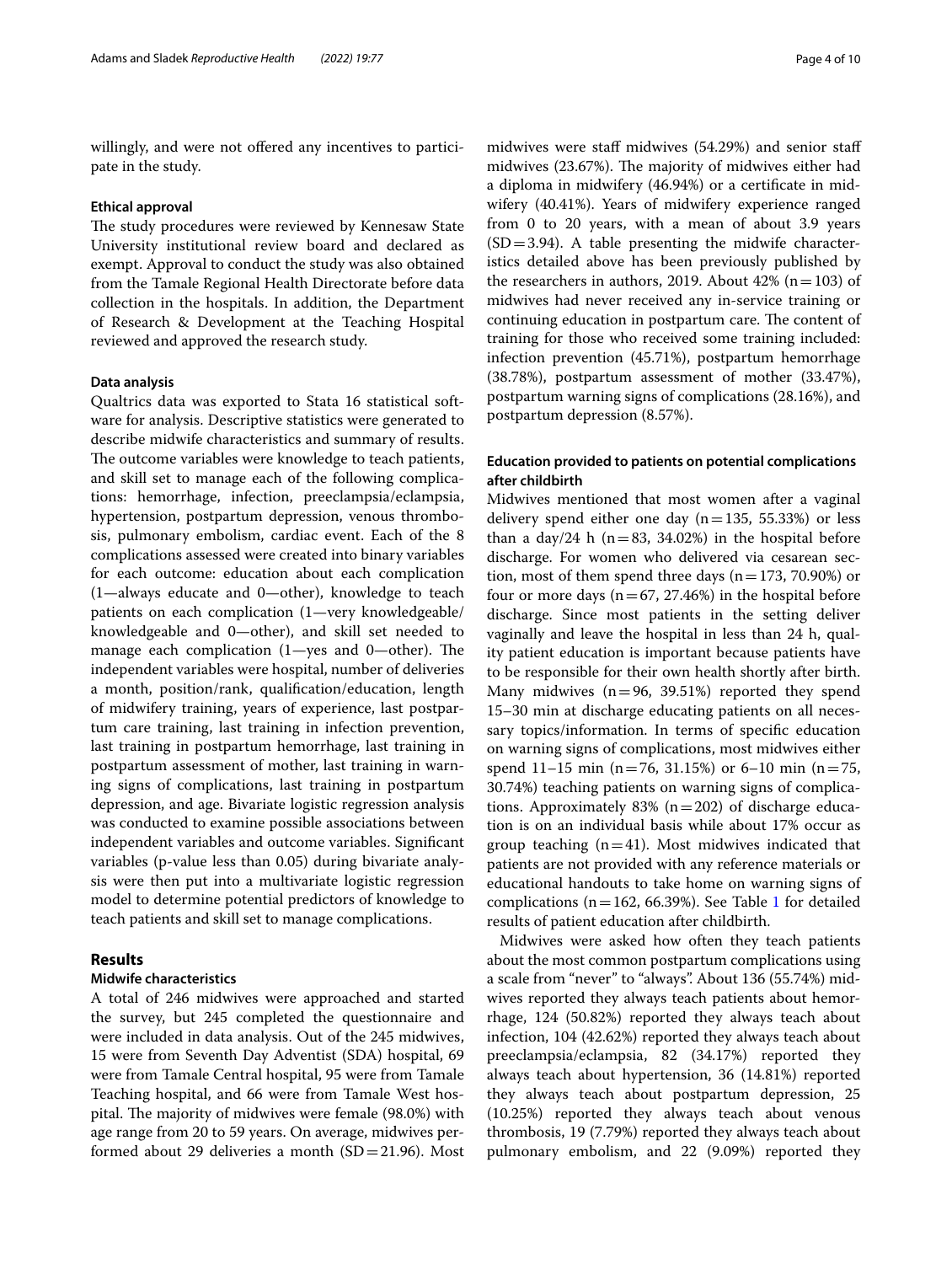willingly, and were not offered any incentives to participate in the study.

### Ethical approval

The study procedures were reviewed by Kennesaw State University institutional review board and declared as exempt. Approval to conduct the study was also obtained from the Tamale Regional Health Directorate before data collection in the hospitals. In addition, the Department of Research & Development at the Teaching Hospital reviewed and approved the research study.

### Data analysis

Qualtrics data was exported to Stata 16 statistical software for analysis. Descriptive statistics were generated to describe midwife characteristics and summary of results. The outcome variables were knowledge to teach patients, and skill set to manage each of the following complications: hemorrhage, infection, preeclampsia/eclampsia, hypertension, postpartum depression, venous thrombosis, pulmonary embolism, cardiac event. Each of the 8 complications assessed were created into binary variables for each outcome: education about each complication (1—always educate and 0—other), knowledge to teach patients on each complication (1—very knowledgeable/knowledgeable and 0—other), and skill set needed to manage each complication (1—yes and 0—other). The independent variables were hospital, number of deliveries a month, position/rank, qualification/education, length of midwifery training, years of experience, last postpartum care training, last training in infection prevention, last training in postpartum hemorrhage, last training in postpartum assessment of mother, last training in warning signs of complications, last training in postpartum depression, and age. Bivariate logistic regression analysis was conducted to examine possible associations between independent variables and outcome variables. Significant variables (p-value less than 0.05) during bivariate analysis were then put into a multivariate logistic regression model to determine potential predictors of knowledge to teach patients and skill set to manage complications.

## Results

### Midwife characteristics

A total of 246 midwives were approached and started the survey, but 245 completed the questionnaire and were included in data analysis. Out of the 245 midwives, 15 were from Seventh Day Adventist (SDA) hospital, 69 were from Tamale Central hospital, 95 were from Tamale Teaching hospital, and 66 were from Tamale West hospital. The majority of midwives were female (98.0%) with age range from 20 to 59 years. On average, midwives performed about 29 deliveries a month (SD = 21.96). Most midwives were staff midwives (54.29%) and senior staff midwives (23.67%). The majority of midwives either had a diploma in midwifery (46.94%) or a certificate in midwifery (40.41%). Years of midwifery experience ranged from 0 to 20 years, with a mean of about 3.9 years (SD = 3.94). A table presenting the midwife characteristics detailed above has been previously published by the researchers in authors, 2019. About 42% (n = 103) of midwives had never received any in-service training or continuing education in postpartum care. The content of training for those who received some training included: infection prevention (45.71%), postpartum hemorrhage (38.78%), postpartum assessment of mother (33.47%), postpartum warning signs of complications (28.16%), and postpartum depression (8.57%).

### Education provided to patients on potential complications after childbirth

Midwives mentioned that most women after a vaginal delivery spend either one day (n = 135, 55.33%) or less than a day/24 h (n = 83, 34.02%) in the hospital before discharge. For women who delivered via cesarean section, most of them spend three days (n = 173, 70.90%) or four or more days (n = 67, 27.46%) in the hospital before discharge. Since most patients in the setting deliver vaginally and leave the hospital in less than 24 h, quality patient education is important because patients have to be responsible for their own health shortly after birth. Many midwives (n = 96, 39.51%) reported they spend 15–30 min at discharge educating patients on all necessary topics/information. In terms of specific education on warning signs of complications, most midwives either spend 11–15 min (n = 76, 31.15%) or 6–10 min (n = 75, 30.74%) teaching patients on warning signs of complications. Approximately 83% (n = 202) of discharge education is on an individual basis while about 17% occur as group teaching (n = 41). Most midwives indicated that patients are not provided with any reference materials or educational handouts to take home on warning signs of complications (n = 162, 66.39%). See Table 1 for detailed results of patient education after childbirth.

Midwives were asked how often they teach patients about the most common postpartum complications using a scale from "never" to "always". About 136 (55.74%) midwives reported they always teach patients about hemorrhage, 124 (50.82%) reported they always teach about infection, 104 (42.62%) reported they always teach about preeclampsia/eclampsia, 82 (34.17%) reported they always teach about hypertension, 36 (14.81%) reported they always teach about postpartum depression, 25 (10.25%) reported they always teach about venous thrombosis, 19 (7.79%) reported they always teach about pulmonary embolism, and 22 (9.09%) reported they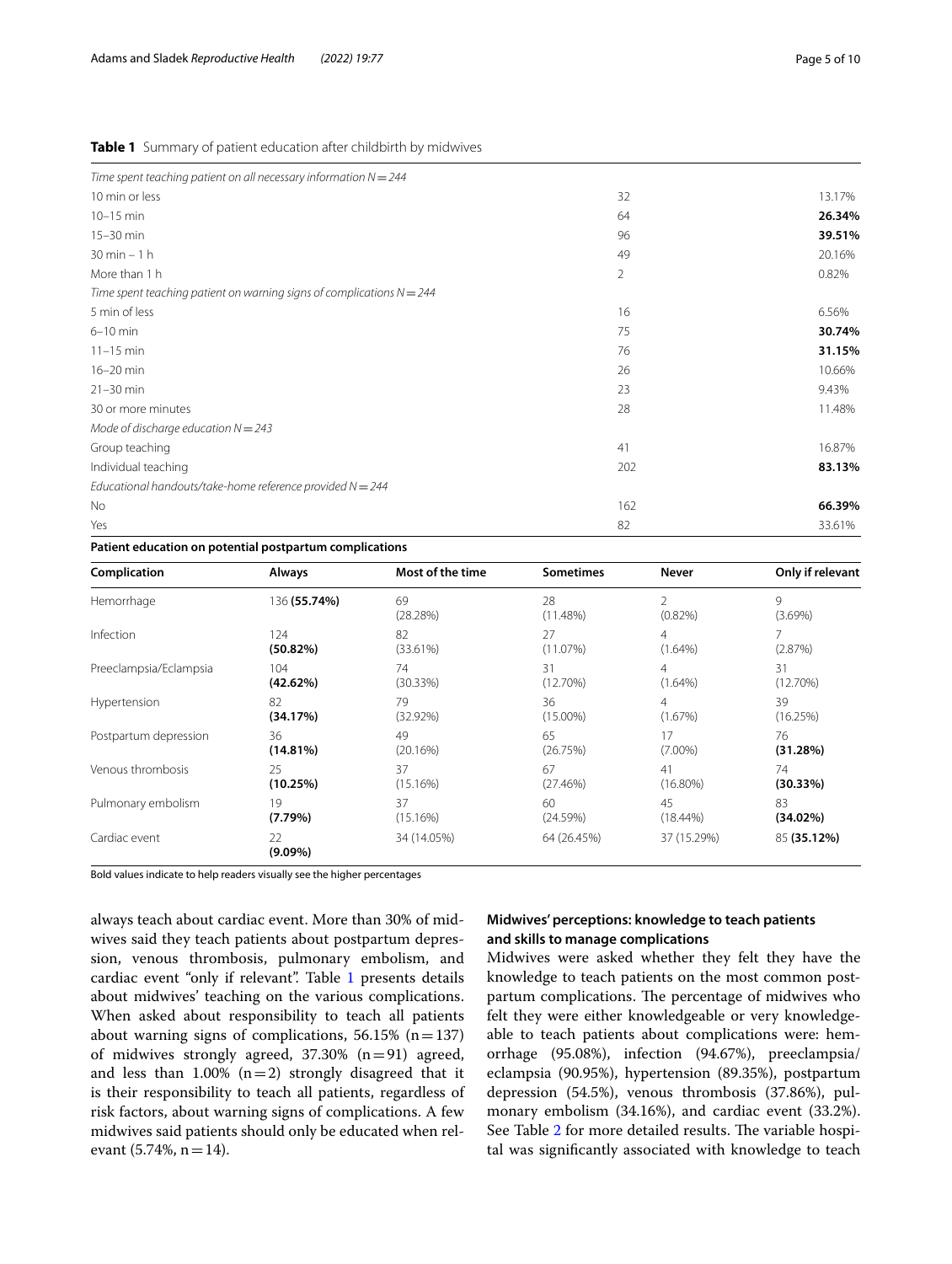**Table 1** Summary of patient education after childbirth by midwives

| | | |
|---|---|---|
| *Time spent teaching patient on all necessary information N = 244* | | |
| 10 min or less | 32 | 13.17% |
| 10–15 min | 64 | **26.34%** |
| 15–30 min | 96 | **39.51%** |
| 30 min – 1 h | 49 | 20.16% |
| More than 1 h | 2 | 0.82% |
| *Time spent teaching patient on warning signs of complications N = 244* | | |
| 5 min of less | 16 | 6.56% |
| 6–10 min | 75 | **30.74%** |
| 11–15 min | 76 | **31.15%** |
| 16–20 min | 26 | 10.66% |
| 21–30 min | 23 | 9.43% |
| 30 or more minutes | 28 | 11.48% |
| *Mode of discharge education N = 243* | | |
| Group teaching | 41 | 16.87% |
| Individual teaching | 202 | **83.13%** |
| *Educational handouts/take-home reference provided N = 244* | | |
| No | 162 | **66.39%** |
| Yes | 82 | 33.61% |

**Patient education on potential postpartum complications**

| Complication | Always | Most of the time | Sometimes | Never | Only if relevant |
|---|---|---|---|---|---|
| Hemorrhage | 136 **(55.74%)** | 69 (28.28%) | 28 (11.48%) | 2 (0.82%) | 9 (3.69%) |
| Infection | 124 **(50.82%)** | 82 (33.61%) | 27 (11.07%) | 4 (1.64%) | 7 (2.87%) |
| Preeclampsia/Eclampsia | 104 **(42.62%)** | 74 (30.33%) | 31 (12.70%) | 4 (1.64%) | 31 (12.70%) |
| Hypertension | 82 **(34.17%)** | 79 (32.92%) | 36 (15.00%) | 4 (1.67%) | 39 (16.25%) |
| Postpartum depression | 36 **(14.81%)** | 49 (20.16%) | 65 (26.75%) | 17 (7.00%) | 76 **(31.28%)** |
| Venous thrombosis | 25 **(10.25%)** | 37 (15.16%) | 67 (27.46%) | 41 (16.80%) | 74 **(30.33%)** |
| Pulmonary embolism | 19 **(7.79%)** | 37 (15.16%) | 60 (24.59%) | 45 (18.44%) | 83 **(34.02%)** |
| Cardiac event | 22 **(9.09%)** | 34 (14.05%) | 64 (26.45%) | 37 (15.29%) | 85 **(35.12%)** |

Bold values indicate to help readers visually see the higher percentages

always teach about cardiac event. More than 30% of midwives said they teach patients about postpartum depression, venous thrombosis, pulmonary embolism, and cardiac event "only if relevant". Table 1 presents details about midwives' teaching on the various complications. When asked about responsibility to teach all patients about warning signs of complications, 56.15% (n = 137) of midwives strongly agreed, 37.30% (n = 91) agreed, and less than 1.00% (n = 2) strongly disagreed that it is their responsibility to teach all patients, regardless of risk factors, about warning signs of complications. A few midwives said patients should only be educated when relevant (5.74%, n = 14).

## Midwives' perceptions: knowledge to teach patients and skills to manage complications

Midwives were asked whether they felt they have the knowledge to teach patients on the most common postpartum complications. The percentage of midwives who felt they were either knowledgeable or very knowledgeable to teach patients about complications were: hemorrhage (95.08%), infection (94.67%), preeclampsia/eclampsia (90.95%), hypertension (89.35%), postpartum depression (54.5%), venous thrombosis (37.86%), pulmonary embolism (34.16%), and cardiac event (33.2%). See Table 2 for more detailed results. The variable hospital was significantly associated with knowledge to teach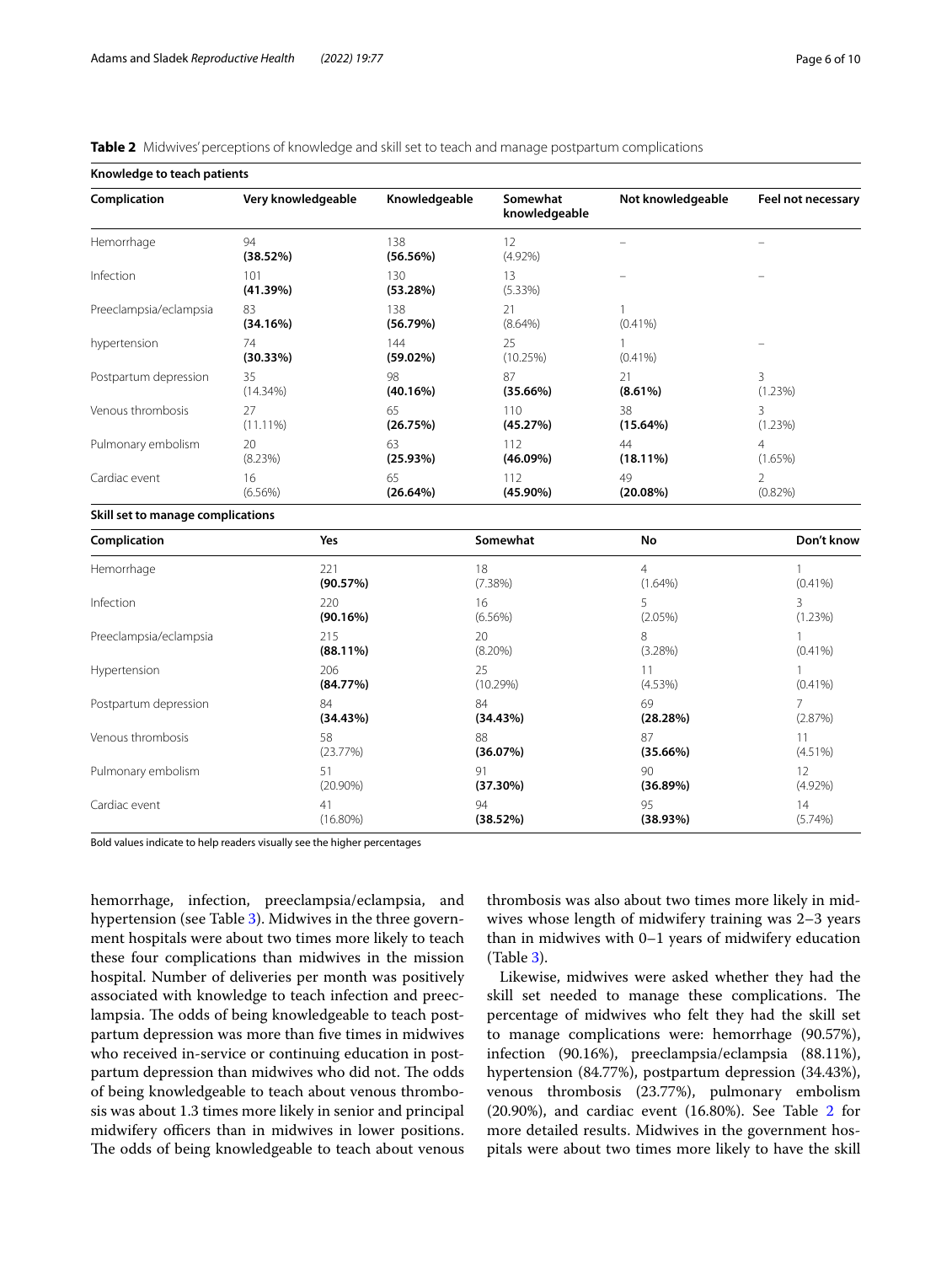**Table 2** Midwives' perceptions of knowledge and skill set to teach and manage postpartum complications

**Knowledge to teach patients**

| Complication | Very knowledgeable | Knowledgeable | Somewhat knowledgeable | Not knowledgeable | Feel not necessary |
|---|---|---|---|---|---|
| Hemorrhage | 94 **(38.52%)** | 138 **(56.56%)** | 12 (4.92%) | – | – |
| Infection | 101 **(41.39%)** | 130 **(53.28%)** | 13 (5.33%) | – | – |
| Preeclampsia/eclampsia | 83 **(34.16%)** | 138 **(56.79%)** | 21 (8.64%) | 1 (0.41%) | |
| hypertension | 74 **(30.33%)** | 144 **(59.02%)** | 25 (10.25%) | 1 (0.41%) | – |
| Postpartum depression | 35 (14.34%) | 98 **(40.16%)** | 87 **(35.66%)** | 21 **(8.61%)** | 3 (1.23%) |
| Venous thrombosis | 27 (11.11%) | 65 **(26.75%)** | 110 **(45.27%)** | 38 **(15.64%)** | 3 (1.23%) |
| Pulmonary embolism | 20 (8.23%) | 63 **(25.93%)** | 112 **(46.09%)** | 44 **(18.11%)** | 4 (1.65%) |
| Cardiac event | 16 (6.56%) | 65 **(26.64%)** | 112 **(45.90%)** | 49 **(20.08%)** | 2 (0.82%) |

**Skill set to manage complications**

| Complication | Yes | Somewhat | No | Don't know |
|---|---|---|---|---|
| Hemorrhage | 221 **(90.57%)** | 18 (7.38%) | 4 (1.64%) | 1 (0.41%) |
| Infection | 220 **(90.16%)** | 16 (6.56%) | 5 (2.05%) | 3 (1.23%) |
| Preeclampsia/eclampsia | 215 **(88.11%)** | 20 (8.20%) | 8 (3.28%) | 1 (0.41%) |
| Hypertension | 206 **(84.77%)** | 25 (10.29%) | 11 (4.53%) | 1 (0.41%) |
| Postpartum depression | 84 **(34.43%)** | 84 **(34.43%)** | 69 **(28.28%)** | 7 (2.87%) |
| Venous thrombosis | 58 (23.77%) | 88 **(36.07%)** | 87 **(35.66%)** | 11 (4.51%) |
| Pulmonary embolism | 51 (20.90%) | 91 **(37.30%)** | 90 **(36.89%)** | 12 (4.92%) |
| Cardiac event | 41 (16.80%) | 94 **(38.52%)** | 95 **(38.93%)** | 14 (5.74%) |

Bold values indicate to help readers visually see the higher percentages

hemorrhage, infection, preeclampsia/eclampsia, and hypertension (see Table 3). Midwives in the three government hospitals were about two times more likely to teach these four complications than midwives in the mission hospital. Number of deliveries per month was positively associated with knowledge to teach infection and preeclampsia. The odds of being knowledgeable to teach postpartum depression was more than five times in midwives who received in-service or continuing education in postpartum depression than midwives who did not. The odds of being knowledgeable to teach about venous thrombosis was about 1.3 times more likely in senior and principal midwifery officers than in midwives in lower positions. The odds of being knowledgeable to teach about venous thrombosis was also about two times more likely in midwives whose length of midwifery training was 2–3 years than in midwives with 0–1 years of midwifery education (Table 3).

Likewise, midwives were asked whether they had the skill set needed to manage these complications. The percentage of midwives who felt they had the skill set to manage complications were: hemorrhage (90.57%), infection (90.16%), preeclampsia/eclampsia (88.11%), hypertension (84.77%), postpartum depression (34.43%), venous thrombosis (23.77%), pulmonary embolism (20.90%), and cardiac event (16.80%). See Table 2 for more detailed results. Midwives in the government hospitals were about two times more likely to have the skill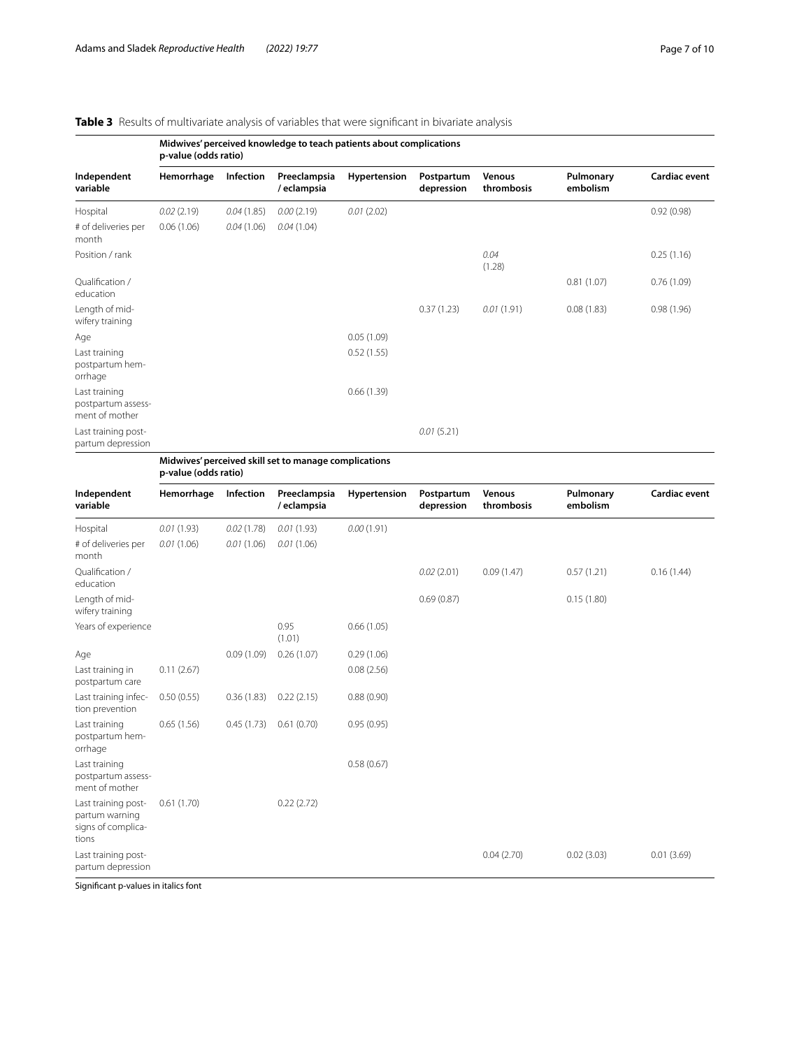**Table 3** Results of multivariate analysis of variables that were significant in bivariate analysis

| Independent variable | Hemorrhage | Infection | Preeclampsia / eclampsia | Hypertension | Postpartum depression | Venous thrombosis | Pulmonary embolism | Cardiac event |
|---|---|---|---|---|---|---|---|---|
| **Midwives' perceived knowledge to teach patients about complications p-value (odds ratio)** | | | | | | | | |
| Hospital | *0.02* (2.19) | *0.04* (1.85) | *0.00* (2.19) | *0.01* (2.02) | | | | 0.92 (0.98) |
| # of deliveries per month | 0.06 (1.06) | *0.04* (1.06) | *0.04* (1.04) | | | | | |
| Position / rank | | | | | | *0.04* (1.28) | | 0.25 (1.16) |
| Qualification / education | | | | | | | 0.81 (1.07) | 0.76 (1.09) |
| Length of midwifery training | | | | | 0.37 (1.23) | *0.01* (1.91) | 0.08 (1.83) | 0.98 (1.96) |
| Age | | | | 0.05 (1.09) | | | | |
| Last training postpartum hemorrhage | | | | 0.52 (1.55) | | | | |
| Last training postpartum assessment of mother | | | | 0.66 (1.39) | | | | |
| Last training postpartum depression | | | | | *0.01* (5.21) | | | |
| **Midwives' perceived skill set to manage complications p-value (odds ratio)** | | | | | | | | |
| Hospital | *0.01* (1.93) | *0.02* (1.78) | *0.01* (1.93) | *0.00* (1.91) | | | | |
| # of deliveries per month | *0.01* (1.06) | *0.01* (1.06) | *0.01* (1.06) | | | | | |
| Qualification / education | | | | | *0.02* (2.01) | 0.09 (1.47) | 0.57 (1.21) | 0.16 (1.44) |
| Length of midwifery training | | | | | 0.69 (0.87) | | 0.15 (1.80) | |
| Years of experience | | | 0.95 (1.01) | 0.66 (1.05) | | | | |
| Age | | 0.09 (1.09) | 0.26 (1.07) | 0.29 (1.06) | | | | |
| Last training in postpartum care | 0.11 (2.67) | | | 0.08 (2.56) | | | | |
| Last training infection prevention | 0.50 (0.55) | 0.36 (1.83) | 0.22 (2.15) | 0.88 (0.90) | | | | |
| Last training postpartum hemorrhage | 0.65 (1.56) | 0.45 (1.73) | 0.61 (0.70) | 0.95 (0.95) | | | | |
| Last training postpartum assessment of mother | | | | 0.58 (0.67) | | | | |
| Last training postpartum warning signs of complications | 0.61 (1.70) | | 0.22 (2.72) | | | | | |
| Last training postpartum depression | | | | | | 0.04 (2.70) | 0.02 (3.03) | 0.01 (3.69) |

Significant p-values in italics font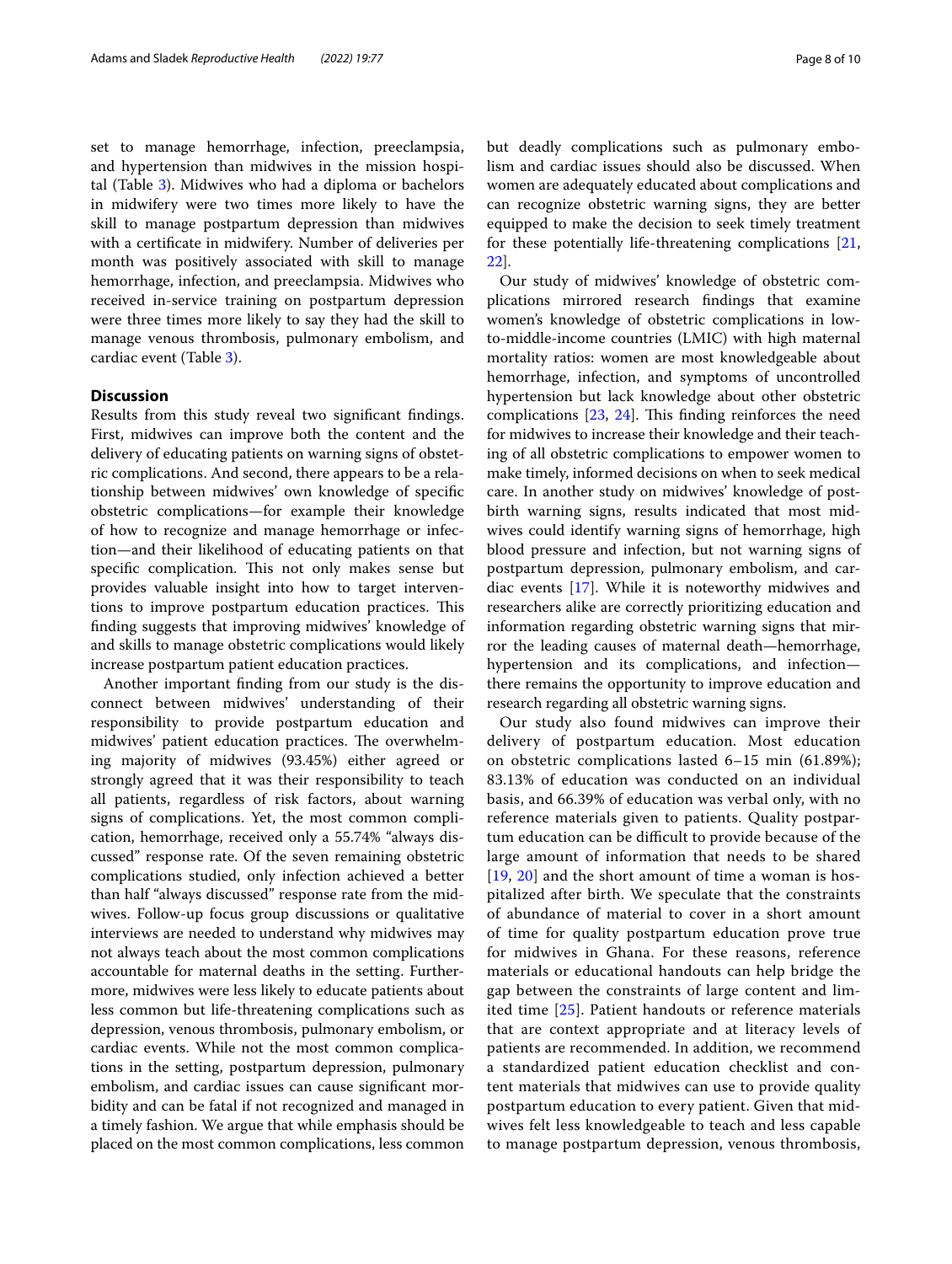set to manage hemorrhage, infection, preeclampsia, and hypertension than midwives in the mission hospital (Table 3). Midwives who had a diploma or bachelors in midwifery were two times more likely to have the skill to manage postpartum depression than midwives with a certificate in midwifery. Number of deliveries per month was positively associated with skill to manage hemorrhage, infection, and preeclampsia. Midwives who received in-service training on postpartum depression were three times more likely to say they had the skill to manage venous thrombosis, pulmonary embolism, and cardiac event (Table 3).

## Discussion

Results from this study reveal two significant findings. First, midwives can improve both the content and the delivery of educating patients on warning signs of obstetric complications. And second, there appears to be a relationship between midwives' own knowledge of specific obstetric complications—for example their knowledge of how to recognize and manage hemorrhage or infection—and their likelihood of educating patients on that specific complication. This not only makes sense but provides valuable insight into how to target interventions to improve postpartum education practices. This finding suggests that improving midwives' knowledge of and skills to manage obstetric complications would likely increase postpartum patient education practices.

Another important finding from our study is the disconnect between midwives' understanding of their responsibility to provide postpartum education and midwives' patient education practices. The overwhelming majority of midwives (93.45%) either agreed or strongly agreed that it was their responsibility to teach all patients, regardless of risk factors, about warning signs of complications. Yet, the most common complication, hemorrhage, received only a 55.74% "always discussed" response rate. Of the seven remaining obstetric complications studied, only infection achieved a better than half "always discussed" response rate from the midwives. Follow-up focus group discussions or qualitative interviews are needed to understand why midwives may not always teach about the most common complications accountable for maternal deaths in the setting. Furthermore, midwives were less likely to educate patients about less common but life-threatening complications such as depression, venous thrombosis, pulmonary embolism, or cardiac events. While not the most common complications in the setting, postpartum depression, pulmonary embolism, and cardiac issues can cause significant morbidity and can be fatal if not recognized and managed in a timely fashion. We argue that while emphasis should be placed on the most common complications, less common but deadly complications such as pulmonary embolism and cardiac issues should also be discussed. When women are adequately educated about complications and can recognize obstetric warning signs, they are better equipped to make the decision to seek timely treatment for these potentially life-threatening complications [21, 22].

Our study of midwives' knowledge of obstetric complications mirrored research findings that examine women's knowledge of obstetric complications in low-to-middle-income countries (LMIC) with high maternal mortality ratios: women are most knowledgeable about hemorrhage, infection, and symptoms of uncontrolled hypertension but lack knowledge about other obstetric complications [23, 24]. This finding reinforces the need for midwives to increase their knowledge and their teaching of all obstetric complications to empower women to make timely, informed decisions on when to seek medical care. In another study on midwives' knowledge of postbirth warning signs, results indicated that most midwives could identify warning signs of hemorrhage, high blood pressure and infection, but not warning signs of postpartum depression, pulmonary embolism, and cardiac events [17]. While it is noteworthy midwives and researchers alike are correctly prioritizing education and information regarding obstetric warning signs that mirror the leading causes of maternal death—hemorrhage, hypertension and its complications, and infection—there remains the opportunity to improve education and research regarding all obstetric warning signs.

Our study also found midwives can improve their delivery of postpartum education. Most education on obstetric complications lasted 6–15 min (61.89%); 83.13% of education was conducted on an individual basis, and 66.39% of education was verbal only, with no reference materials given to patients. Quality postpartum education can be difficult to provide because of the large amount of information that needs to be shared [19, 20] and the short amount of time a woman is hospitalized after birth. We speculate that the constraints of abundance of material to cover in a short amount of time for quality postpartum education prove true for midwives in Ghana. For these reasons, reference materials or educational handouts can help bridge the gap between the constraints of large content and limited time [25]. Patient handouts or reference materials that are context appropriate and at literacy levels of patients are recommended. In addition, we recommend a standardized patient education checklist and content materials that midwives can use to provide quality postpartum education to every patient. Given that midwives felt less knowledgeable to teach and less capable to manage postpartum depression, venous thrombosis,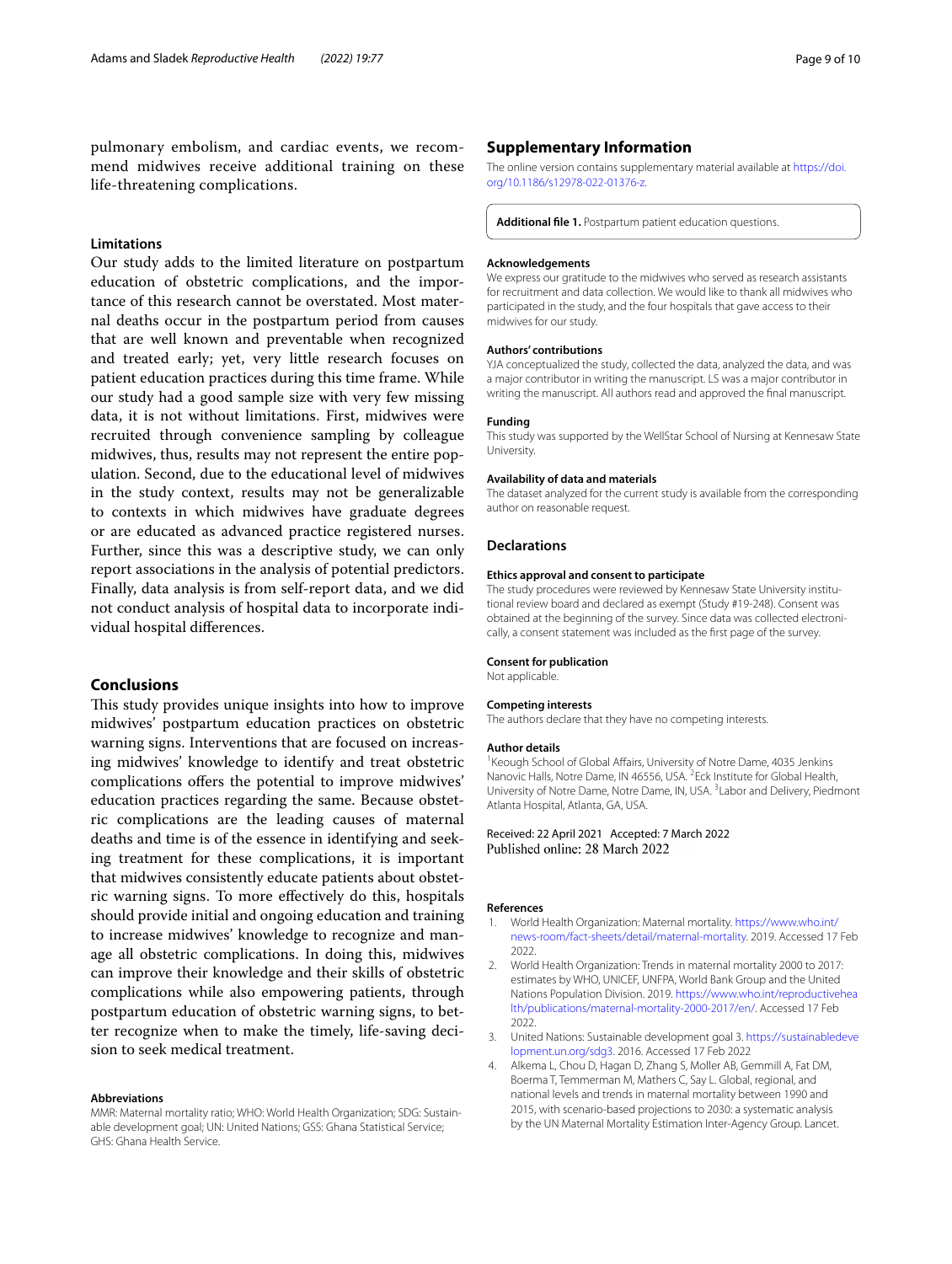pulmonary embolism, and cardiac events, we recommend midwives receive additional training on these life-threatening complications.

### Limitations

Our study adds to the limited literature on postpartum education of obstetric complications, and the importance of this research cannot be overstated. Most maternal deaths occur in the postpartum period from causes that are well known and preventable when recognized and treated early; yet, very little research focuses on patient education practices during this time frame. While our study had a good sample size with very few missing data, it is not without limitations. First, midwives were recruited through convenience sampling by colleague midwives, thus, results may not represent the entire population. Second, due to the educational level of midwives in the study context, results may not be generalizable to contexts in which midwives have graduate degrees or are educated as advanced practice registered nurses. Further, since this was a descriptive study, we can only report associations in the analysis of potential predictors. Finally, data analysis is from self-report data, and we did not conduct analysis of hospital data to incorporate individual hospital differences.

## Conclusions

This study provides unique insights into how to improve midwives' postpartum education practices on obstetric warning signs. Interventions that are focused on increasing midwives' knowledge to identify and treat obstetric complications offers the potential to improve midwives' education practices regarding the same. Because obstetric complications are the leading causes of maternal deaths and time is of the essence in identifying and seeking treatment for these complications, it is important that midwives consistently educate patients about obstetric warning signs. To more effectively do this, hospitals should provide initial and ongoing education and training to increase midwives' knowledge to recognize and manage all obstetric complications. In doing this, midwives can improve their knowledge and their skills of obstetric complications while also empowering patients, through postpartum education of obstetric warning signs, to better recognize when to make the timely, life-saving decision to seek medical treatment.

#### Abbreviations

MMR: Maternal mortality ratio; WHO: World Health Organization; SDG: Sustainable development goal; UN: United Nations; GSS: Ghana Statistical Service; GHS: Ghana Health Service.

## Supplementary Information

The online version contains supplementary material available at https://doi.org/10.1186/s12978-022-01376-z.

**Additional file 1.** Postpartum patient education questions.

#### Acknowledgements

We express our gratitude to the midwives who served as research assistants for recruitment and data collection. We would like to thank all midwives who participated in the study, and the four hospitals that gave access to their midwives for our study.

#### Authors' contributions

YJA conceptualized the study, collected the data, analyzed the data, and was a major contributor in writing the manuscript. LS was a major contributor in writing the manuscript. All authors read and approved the final manuscript.

#### Funding

This study was supported by the WellStar School of Nursing at Kennesaw State University.

#### Availability of data and materials

The dataset analyzed for the current study is available from the corresponding author on reasonable request.

## Declarations

#### Ethics approval and consent to participate

The study procedures were reviewed by Kennesaw State University institutional review board and declared as exempt (Study #19-248). Consent was obtained at the beginning of the survey. Since data was collected electronically, a consent statement was included as the first page of the survey.

#### Consent for publication

Not applicable.

#### Competing interests

The authors declare that they have no competing interests.

#### Author details

[1]Keough School of Global Affairs, University of Notre Dame, 4035 Jenkins Nanovic Halls, Notre Dame, IN 46556, USA. [2]Eck Institute for Global Health, University of Notre Dame, Notre Dame, IN, USA. [3]Labor and Delivery, Piedmont Atlanta Hospital, Atlanta, GA, USA.

Received: 22 April 2021 Accepted: 7 March 2022
Published online: 28 March 2022

#### References

1. World Health Organization: Maternal mortality. https://www.who.int/news-room/fact-sheets/detail/maternal-mortality. 2019. Accessed 17 Feb 2022.
2. World Health Organization: Trends in maternal mortality 2000 to 2017: estimates by WHO, UNICEF, UNFPA, World Bank Group and the United Nations Population Division. 2019. https://www.who.int/reproductivehealth/publications/maternal-mortality-2000-2017/en/. Accessed 17 Feb 2022.
3. United Nations: Sustainable development goal 3. https://sustainabledevelopment.un.org/sdg3. 2016. Accessed 17 Feb 2022
4. Alkema L, Chou D, Hagan D, Zhang S, Moller AB, Gemmill A, Fat DM, Boerma T, Temmerman M, Mathers C, Say L. Global, regional, and national levels and trends in maternal mortality between 1990 and 2015, with scenario-based projections to 2030: a systematic analysis by the UN Maternal Mortality Estimation Inter-Agency Group. Lancet.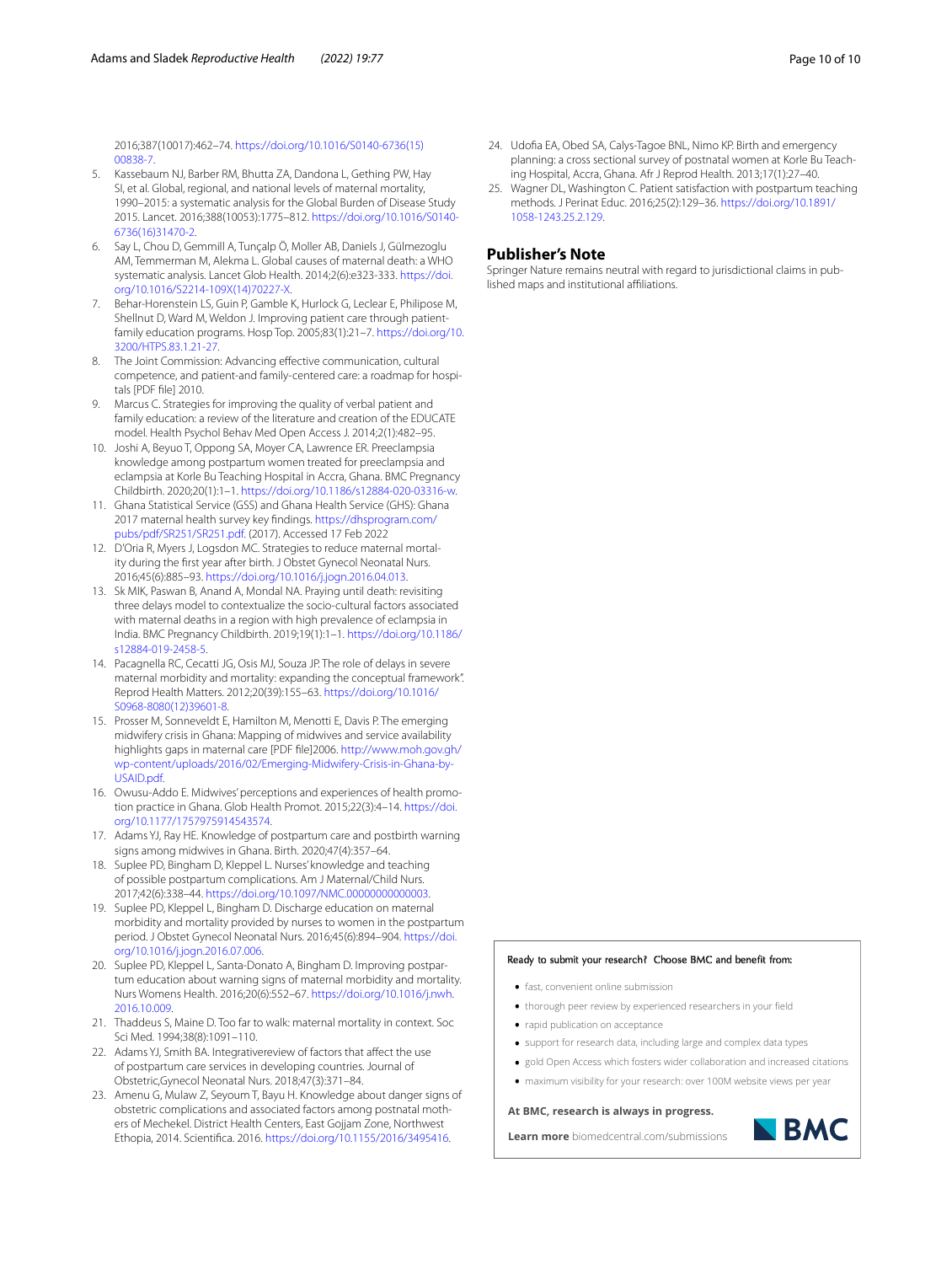2016;387(10017):462–74. https://doi.org/10.1016/S0140-6736(15)00838-7.

5. Kassebaum NJ, Barber RM, Bhutta ZA, Dandona L, Gething PW, Hay SI, et al. Global, regional, and national levels of maternal mortality, 1990–2015: a systematic analysis for the Global Burden of Disease Study 2015. Lancet. 2016;388(10053):1775–812. https://doi.org/10.1016/S0140-6736(16)31470-2.
6. Say L, Chou D, Gemmill A, Tunçalp Ö, Moller AB, Daniels J, Gülmezoglu AM, Temmerman M, Alekma L. Global causes of maternal death: a WHO systematic analysis. Lancet Glob Health. 2014;2(6):e323-333. https://doi.org/10.1016/S2214-109X(14)70227-X.
7. Behar-Horenstein LS, Guin P, Gamble K, Hurlock G, Leclear E, Philipose M, Shellnut D, Ward M, Weldon J. Improving patient care through patient-family education programs. Hosp Top. 2005;83(1):21–7. https://doi.org/10.3200/HTPS.83.1.21-27.
8. The Joint Commission: Advancing effective communication, cultural competence, and patient-and family-centered care: a roadmap for hospitals [PDF file] 2010.
9. Marcus C. Strategies for improving the quality of verbal patient and family education: a review of the literature and creation of the EDUCATE model. Health Psychol Behav Med Open Access J. 2014;2(1):482–95.
10. Joshi A, Beyuo T, Oppong SA, Moyer CA, Lawrence ER. Preeclampsia knowledge among postpartum women treated for preeclampsia and eclampsia at Korle Bu Teaching Hospital in Accra, Ghana. BMC Pregnancy Childbirth. 2020;20(1):1–1. https://doi.org/10.1186/s12884-020-03316-w.
11. Ghana Statistical Service (GSS) and Ghana Health Service (GHS): Ghana 2017 maternal health survey key findings. https://dhsprogram.com/pubs/pdf/SR251/SR251.pdf. (2017). Accessed 17 Feb 2022
12. D'Oria R, Myers J, Logsdon MC. Strategies to reduce maternal mortality during the first year after birth. J Obstet Gynecol Neonatal Nurs. 2016;45(6):885–93. https://doi.org/10.1016/j.jogn.2016.04.013.
13. Sk MIK, Paswan B, Anand A, Mondal NA. Praying until death: revisiting three delays model to contextualize the socio-cultural factors associated with maternal deaths in a region with high prevalence of eclampsia in India. BMC Pregnancy Childbirth. 2019;19(1):1–1. https://doi.org/10.1186/s12884-019-2458-5.
14. Pacagnella RC, Cecatti JG, Osis MJ, Souza JP. The role of delays in severe maternal morbidity and mortality: expanding the conceptual framework". Reprod Health Matters. 2012;20(39):155–63. https://doi.org/10.1016/S0968-8080(12)39601-8.
15. Prosser M, Sonneveldt E, Hamilton M, Menotti E, Davis P. The emerging midwifery crisis in Ghana: Mapping of midwives and service availability highlights gaps in maternal care [PDF file]2006. http://www.moh.gov.gh/wp-content/uploads/2016/02/Emerging-Midwifery-Crisis-in-Ghana-by-USAID.pdf.
16. Owusu-Addo E. Midwives' perceptions and experiences of health promotion practice in Ghana. Glob Health Promot. 2015;22(3):4–14. https://doi.org/10.1177/1757975914543574.
17. Adams YJ, Ray HE. Knowledge of postpartum care and postbirth warning signs among midwives in Ghana. Birth. 2020;47(4):357–64.
18. Suplee PD, Bingham D, Kleppel L. Nurses' knowledge and teaching of possible postpartum complications. Am J Maternal/Child Nurs. 2017;42(6):338–44. https://doi.org/10.1097/NMC.0000000000000003.
19. Suplee PD, Kleppel L, Bingham D. Discharge education on maternal morbidity and mortality provided by nurses to women in the postpartum period. J Obstet Gynecol Neonatal Nurs. 2016;45(6):894–904. https://doi.org/10.1016/j.jogn.2016.07.006.
20. Suplee PD, Kleppel L, Santa-Donato A, Bingham D. Improving postpartum education about warning signs of maternal morbidity and mortality. Nurs Womens Health. 2016;20(6):552–67. https://doi.org/10.1016/j.nwh.2016.10.009.
21. Thaddeus S, Maine D. Too far to walk: maternal mortality in context. Soc Sci Med. 1994;38(8):1091–110.
22. Adams YJ, Smith BA. Integrativereview of factors that affect the use of postpartum care services in developing countries. Journal of Obstetric,Gynecol Neonatal Nurs. 2018;47(3):371–84.
23. Amenu G, Mulaw Z, Seyoum T, Bayu H. Knowledge about danger signs of obstetric complications and associated factors among postnatal mothers of Mechekel. District Health Centers, East Gojjam Zone, Northwest Ethopia, 2014. Scientifica. 2016. https://doi.org/10.1155/2016/3495416.
24. Udofia EA, Obed SA, Calys-Tagoe BNL, Nimo KP. Birth and emergency planning: a cross sectional survey of postnatal women at Korle Bu Teaching Hospital, Accra, Ghana. Afr J Reprod Health. 2013;17(1):27–40.
25. Wagner DL, Washington C. Patient satisfaction with postpartum teaching methods. J Perinat Educ. 2016;25(2):129–36. https://doi.org/10.1891/1058-1243.25.2.129.

## Publisher's Note

Springer Nature remains neutral with regard to jurisdictional claims in published maps and institutional affiliations.

Ready to submit your research? Choose BMC and benefit from:

- fast, convenient online submission
- thorough peer review by experienced researchers in your field
- rapid publication on acceptance
- support for research data, including large and complex data types
- gold Open Access which fosters wider collaboration and increased citations
- maximum visibility for your research: over 100M website views per year

**At BMC, research is always in progress.**

**Learn more** biomedcentral.com/submissions